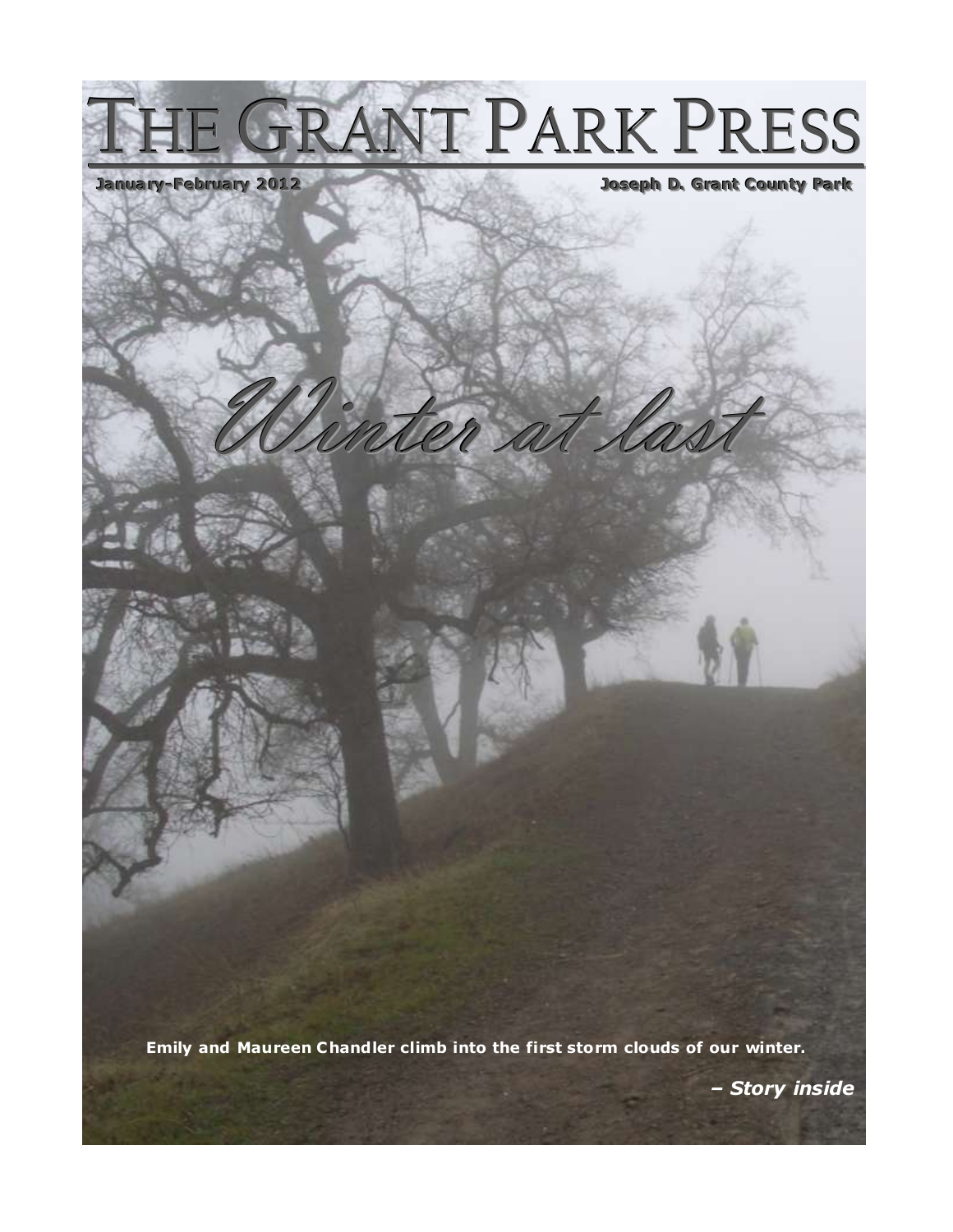# The Grant Park Press

**January-February 2012** **Joseph D. Grant County Park**

## *Winter at last*

**Emily and Maureen Chandler climb into the first storm clouds of our winter.**

***– Story inside***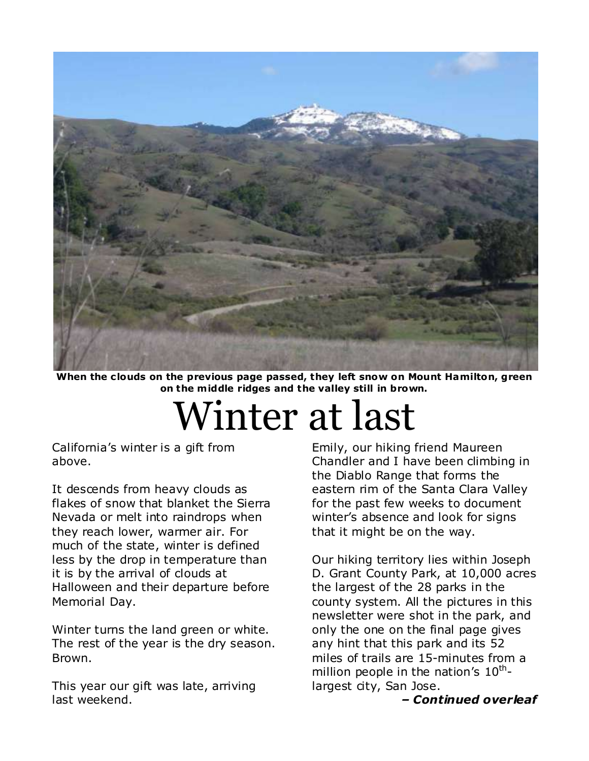**When the clouds on the previous page passed, they left snow on Mount Hamilton, green on the middle ridges and the valley still in brown.**

# Winter at last

California's winter is a gift from above.

It descends from heavy clouds as flakes of snow that blanket the Sierra Nevada or melt into raindrops when they reach lower, warmer air. For much of the state, winter is defined less by the drop in temperature than it is by the arrival of clouds at Halloween and their departure before Memorial Day.

Winter turns the land green or white. The rest of the year is the dry season. Brown.

This year our gift was late, arriving last weekend.

Emily, our hiking friend Maureen Chandler and I have been climbing in the Diablo Range that forms the eastern rim of the Santa Clara Valley for the past few weeks to document winter's absence and look for signs that it might be on the way.

Our hiking territory lies within Joseph D. Grant County Park, at 10,000 acres the largest of the 28 parks in the county system. All the pictures in this newsletter were shot in the park, and only the one on the final page gives any hint that this park and its 52 miles of trails are 15-minutes from a million people in the nation's 10th-largest city, San Jose.

***– Continued overleaf***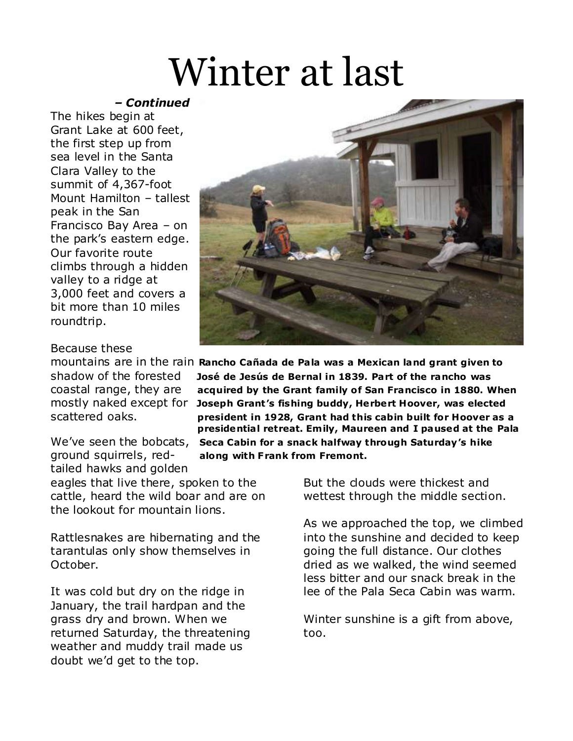# Winter at last

***– Continued***

The hikes begin at Grant Lake at 600 feet, the first step up from sea level in the Santa Clara Valley to the summit of 4,367-foot Mount Hamilton – tallest peak in the San Francisco Bay Area – on the park's eastern edge. Our favorite route climbs through a hidden valley to a ridge at 3,000 feet and covers a bit more than 10 miles roundtrip.

**Rancho Cañada de Pala was a Mexican land grant given to José de Jesús de Bernal in 1839. Part of the rancho was acquired by the Grant family of San Francisco in 1880. When Joseph Grant's fishing buddy, Herbert Hoover, was elected president in 1928, Grant had this cabin built for Hoover as a presidential retreat. Emily, Maureen and I paused at the Pala Seca Cabin for a snack halfway through Saturday's hike along with Frank from Fremont.**

Because these mountains are in the rain shadow of the forested coastal range, they are mostly naked except for scattered oaks.

We've seen the bobcats, ground squirrels, red-tailed hawks and golden eagles that live there, spoken to the cattle, heard the wild boar and are on the lookout for mountain lions.

Rattlesnakes are hibernating and the tarantulas only show themselves in October.

It was cold but dry on the ridge in January, the trail hardpan and the grass dry and brown. When we returned Saturday, the threatening weather and muddy trail made us doubt we'd get to the top.

But the clouds were thickest and wettest through the middle section.

As we approached the top, we climbed into the sunshine and decided to keep going the full distance. Our clothes dried as we walked, the wind seemed less bitter and our snack break in the lee of the Pala Seca Cabin was warm.

Winter sunshine is a gift from above, too.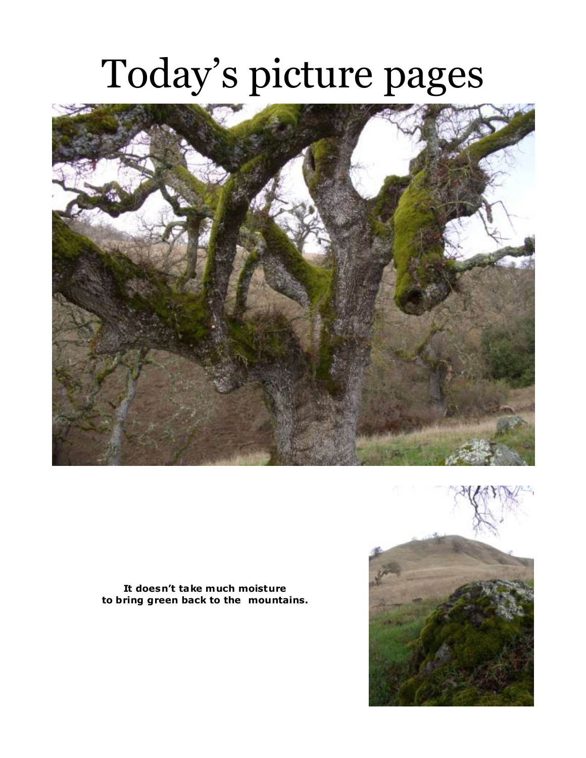# Today's picture pages

**It doesn't take much moisture to bring green back to the mountains.**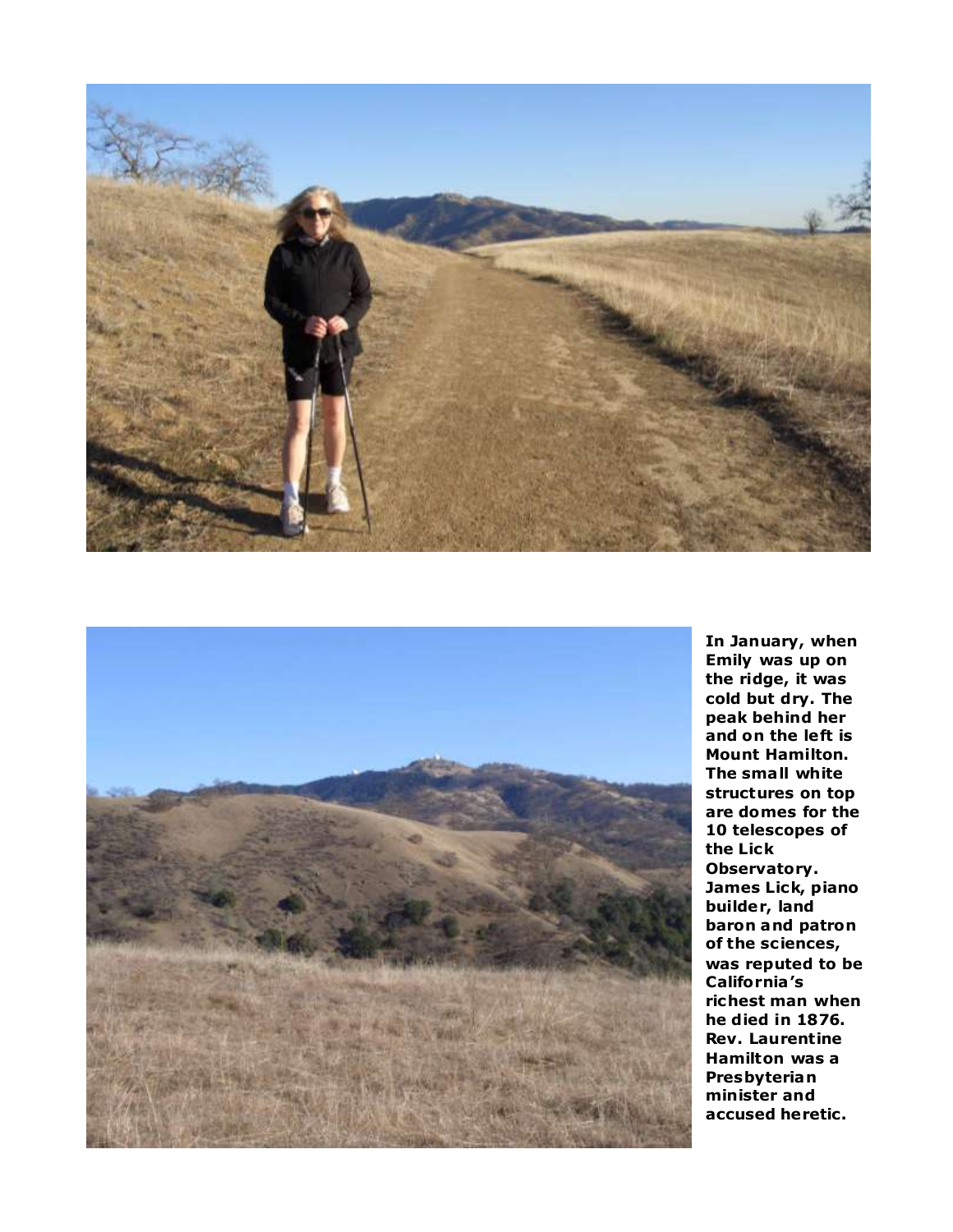**In January, when Emily was up on the ridge, it was cold but dry. The peak behind her and on the left is Mount Hamilton. The small white structures on top are domes for the 10 telescopes of the Lick Observatory. James Lick, piano builder, land baron and patron of the sciences, was reputed to be California's richest man when he died in 1876. Rev. Laurentine Hamilton was a Presbyterian minister and accused heretic.**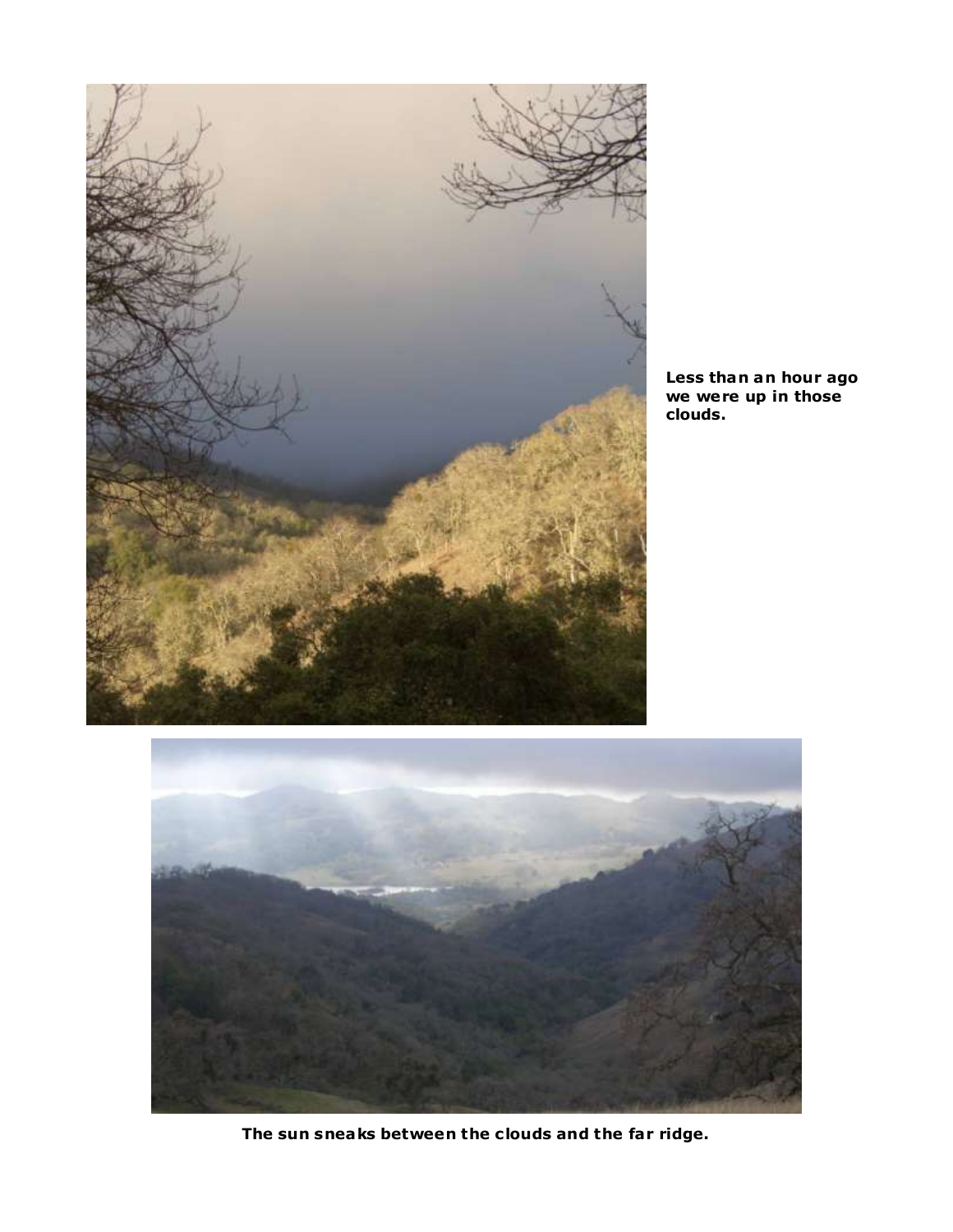Less than an hour ago we were up in those clouds.

The sun sneaks between the clouds and the far ridge.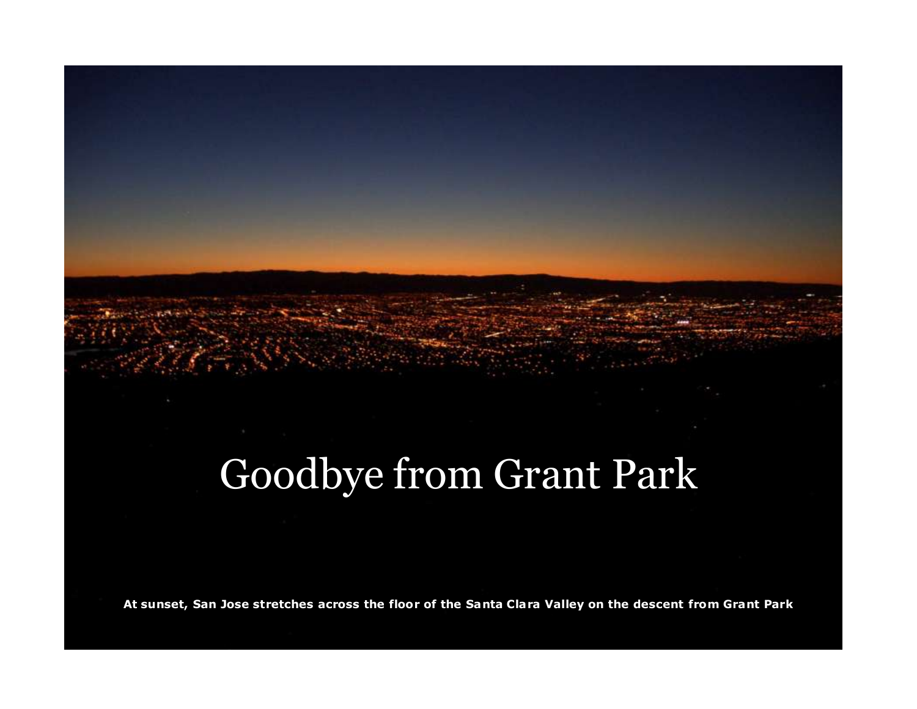# Goodbye from Grant Park

**At sunset, San Jose stretches across the floor of the Santa Clara Valley on the descent from Grant Park**